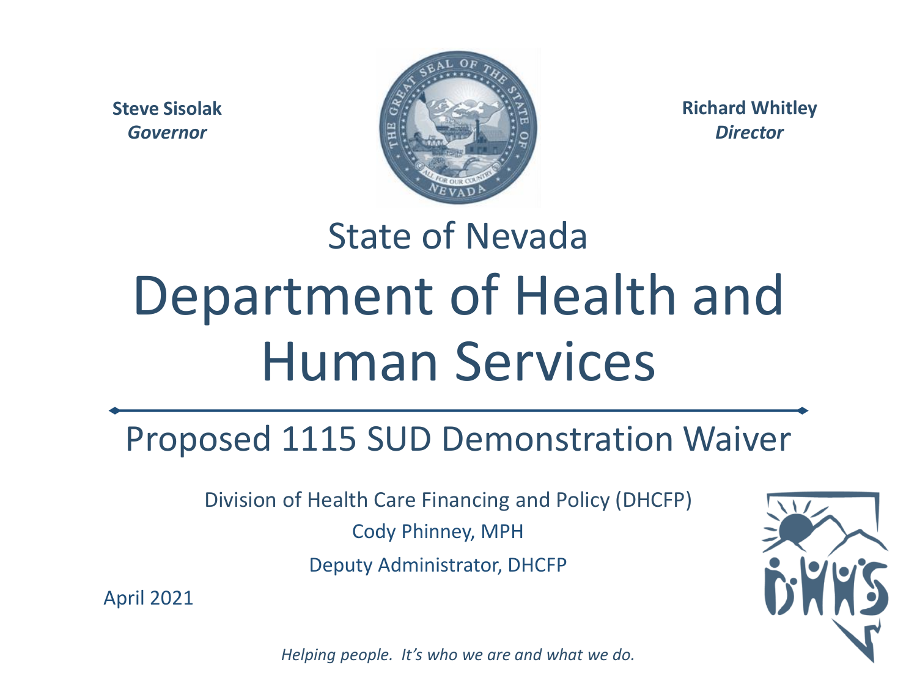**Steve Sisolak**
*Governor*

**Richard Whitley**
*Director*

# State of Nevada

# Department of Health and Human Services

## Proposed 1115 SUD Demonstration Waiver

Division of Health Care Financing and Policy (DHCFP)

Cody Phinney, MPH

Deputy Administrator, DHCFP

April 2021

*Helping people. It's who we are and what we do.*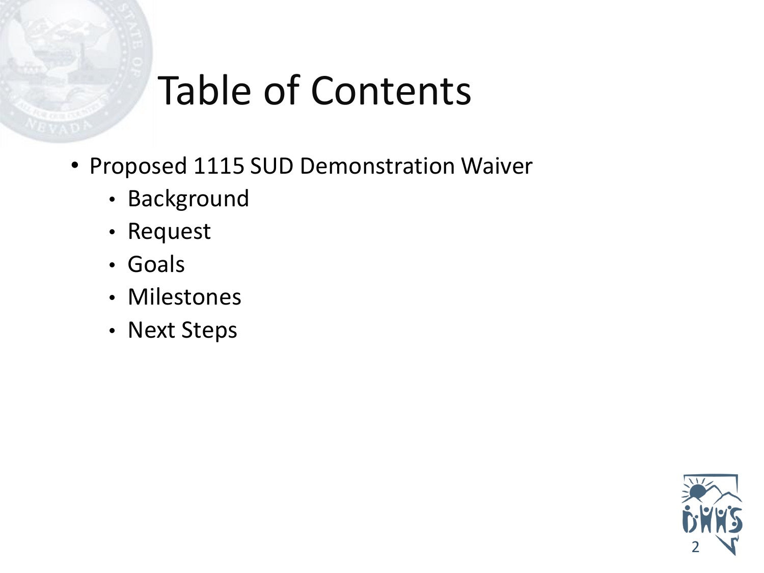# Table of Contents

- Proposed 1115 SUD Demonstration Waiver
  - Background
  - Request
  - Goals
  - Milestones
  - Next Steps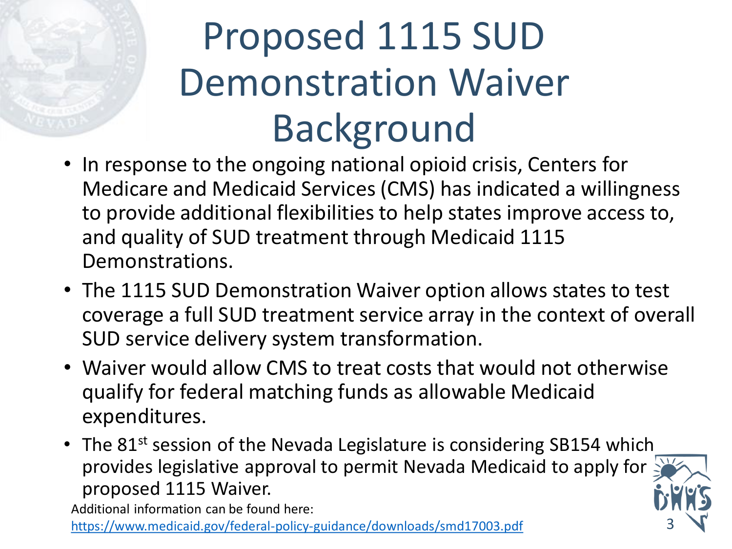# Proposed 1115 SUD Demonstration Waiver Background

- In response to the ongoing national opioid crisis, Centers for Medicare and Medicaid Services (CMS) has indicated a willingness to provide additional flexibilities to help states improve access to, and quality of SUD treatment through Medicaid 1115 Demonstrations.
- The 1115 SUD Demonstration Waiver option allows states to test coverage a full SUD treatment service array in the context of overall SUD service delivery system transformation.
- Waiver would allow CMS to treat costs that would not otherwise qualify for federal matching funds as allowable Medicaid expenditures.
- The 81st session of the Nevada Legislature is considering SB154 which provides legislative approval to permit Nevada Medicaid to apply for proposed 1115 Waiver.

Additional information can be found here:
https://www.medicaid.gov/federal-policy-guidance/downloads/smd17003.pdf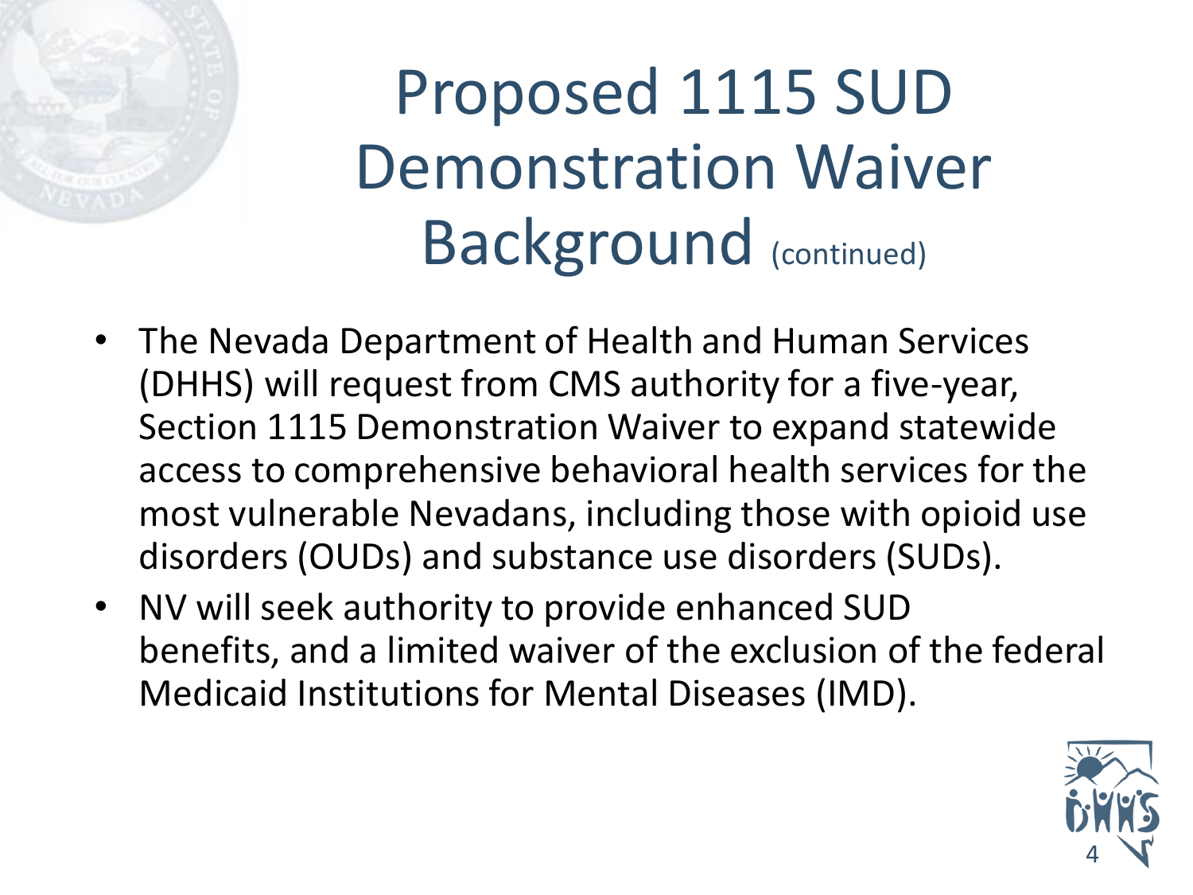# Proposed 1115 SUD Demonstration Waiver Background (continued)

- The Nevada Department of Health and Human Services (DHHS) will request from CMS authority for a five-year, Section 1115 Demonstration Waiver to expand statewide access to comprehensive behavioral health services for the most vulnerable Nevadans, including those with opioid use disorders (OUDs) and substance use disorders (SUDs).
- NV will seek authority to provide enhanced SUD benefits, and a limited waiver of the exclusion of the federal Medicaid Institutions for Mental Diseases (IMD).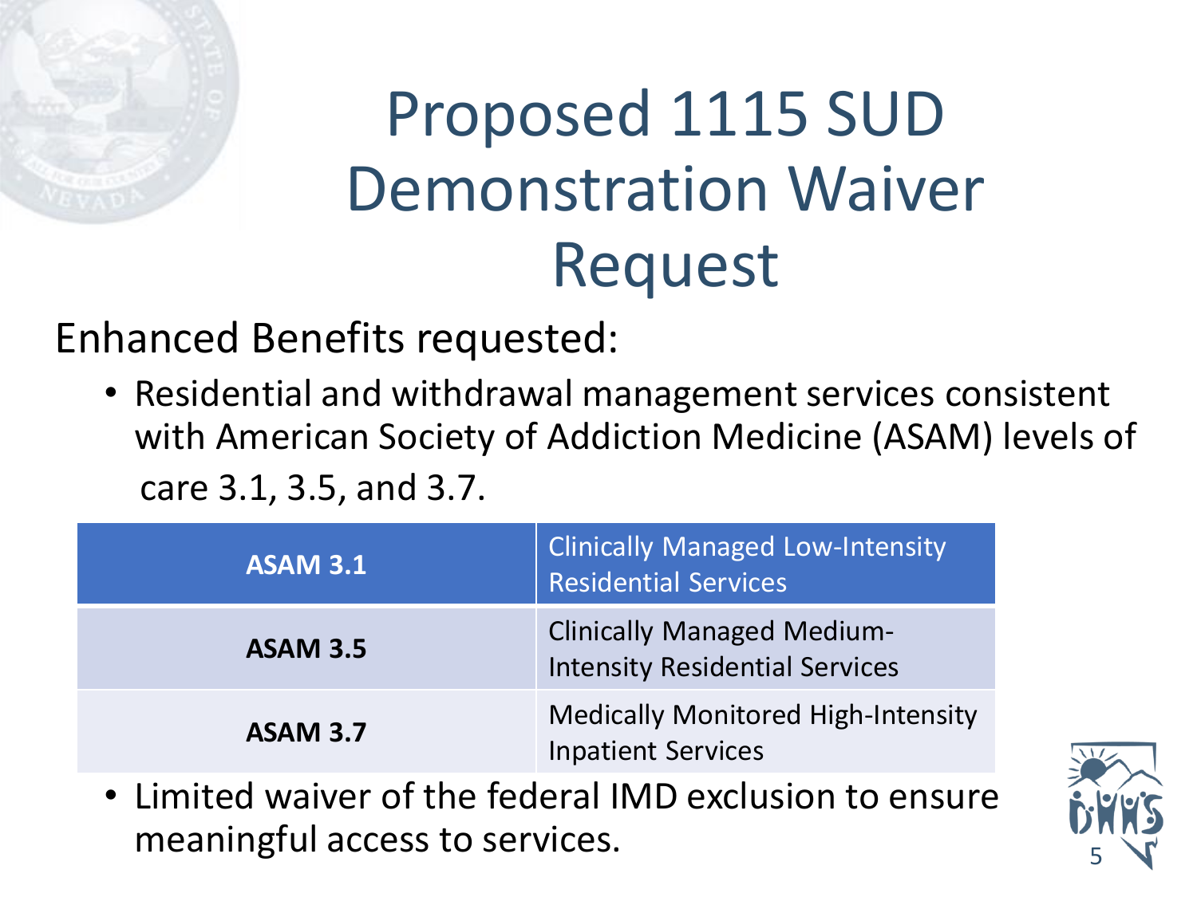# Proposed 1115 SUD Demonstration Waiver Request

Enhanced Benefits requested:

- Residential and withdrawal management services consistent with American Society of Addiction Medicine (ASAM) levels of care 3.1, 3.5, and 3.7.

| ASAM 3.1 | Clinically Managed Low-Intensity Residential Services |
|---|---|
| **ASAM 3.5** | Clinically Managed Medium-Intensity Residential Services |
| **ASAM 3.7** | Medically Monitored High-Intensity Inpatient Services |

- Limited waiver of the federal IMD exclusion to ensure meaningful access to services.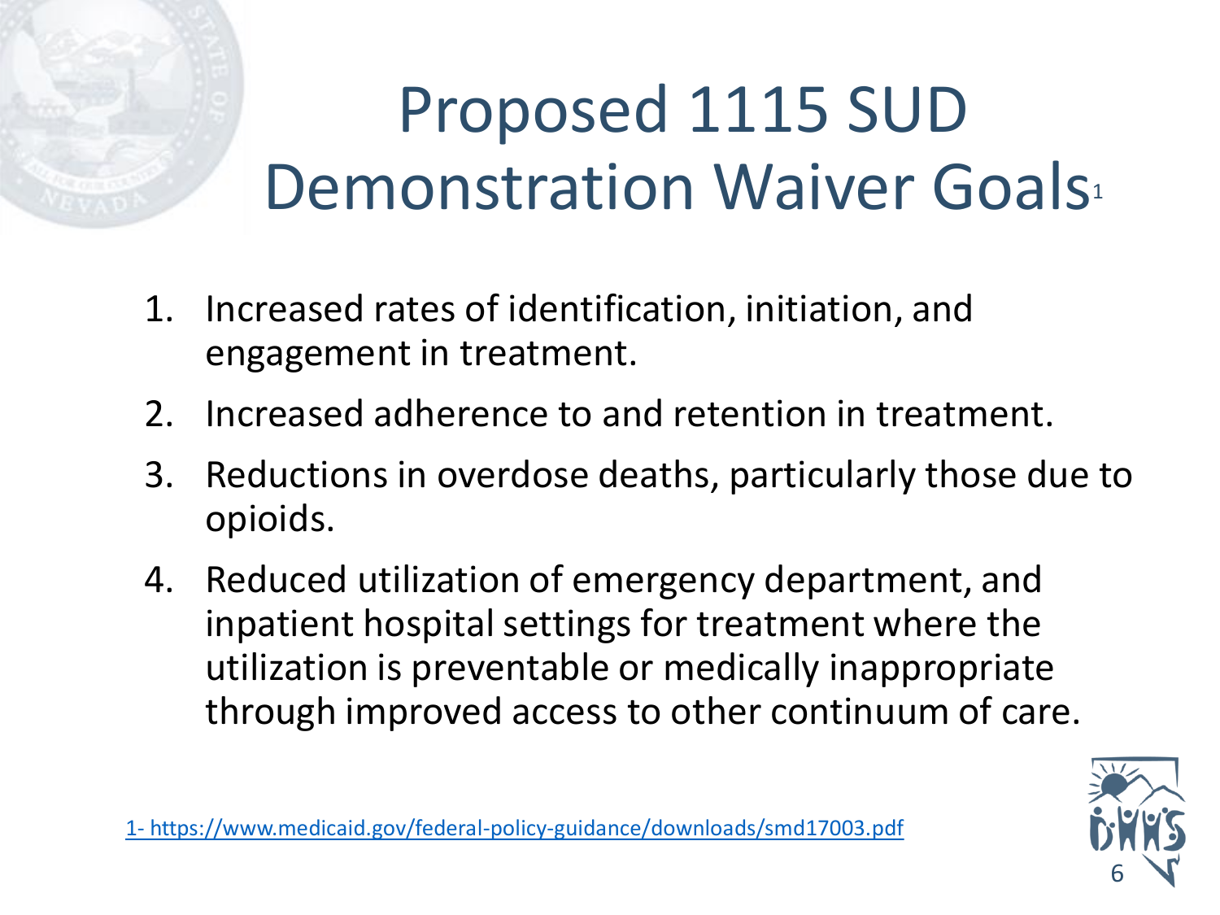# Proposed 1115 SUD Demonstration Waiver Goals[1]

1. Increased rates of identification, initiation, and engagement in treatment.
2. Increased adherence to and retention in treatment.
3. Reductions in overdose deaths, particularly those due to opioids.
4. Reduced utilization of emergency department, and inpatient hospital settings for treatment where the utilization is preventable or medically inappropriate through improved access to other continuum of care.

1- https://www.medicaid.gov/federal-policy-guidance/downloads/smd17003.pdf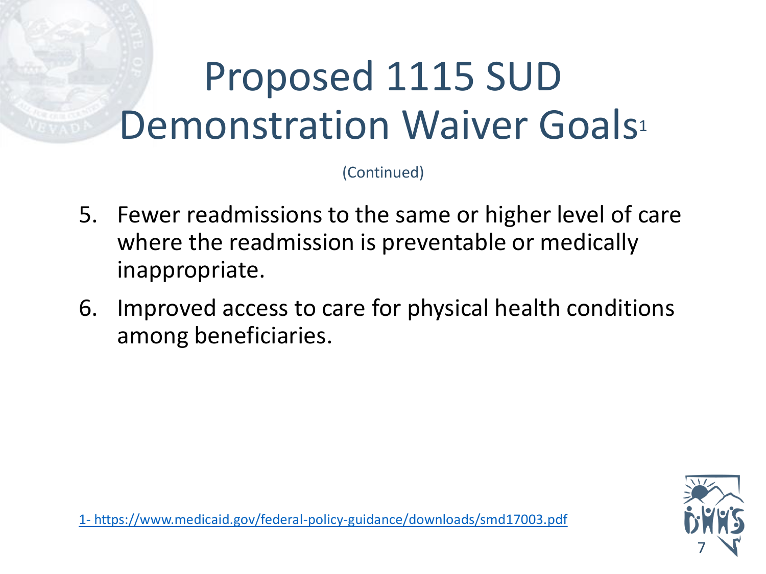# Proposed 1115 SUD Demonstration Waiver Goals[1]

(Continued)

5. Fewer readmissions to the same or higher level of care where the readmission is preventable or medically inappropriate.
6. Improved access to care for physical health conditions among beneficiaries.

1- https://www.medicaid.gov/federal-policy-guidance/downloads/smd17003.pdf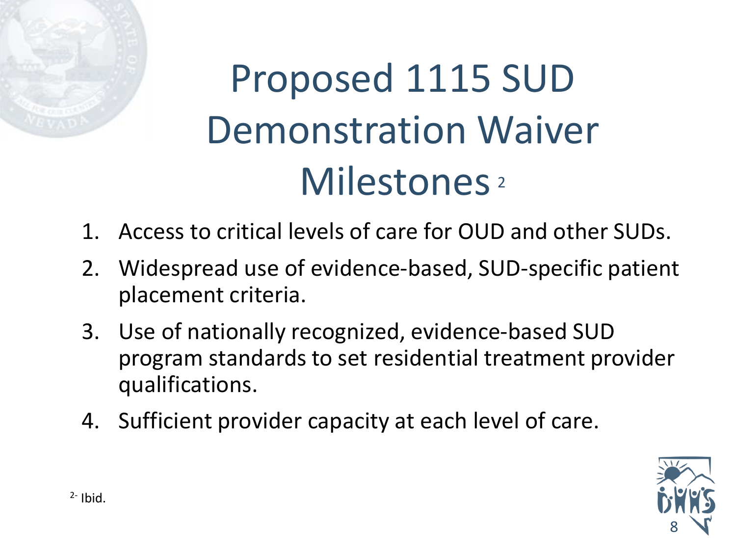# Proposed 1115 SUD Demonstration Waiver Milestones [2]

1. Access to critical levels of care for OUD and other SUDs.
2. Widespread use of evidence-based, SUD-specific patient placement criteria.
3. Use of nationally recognized, evidence-based SUD program standards to set residential treatment provider qualifications.
4. Sufficient provider capacity at each level of care.

[2]- Ibid.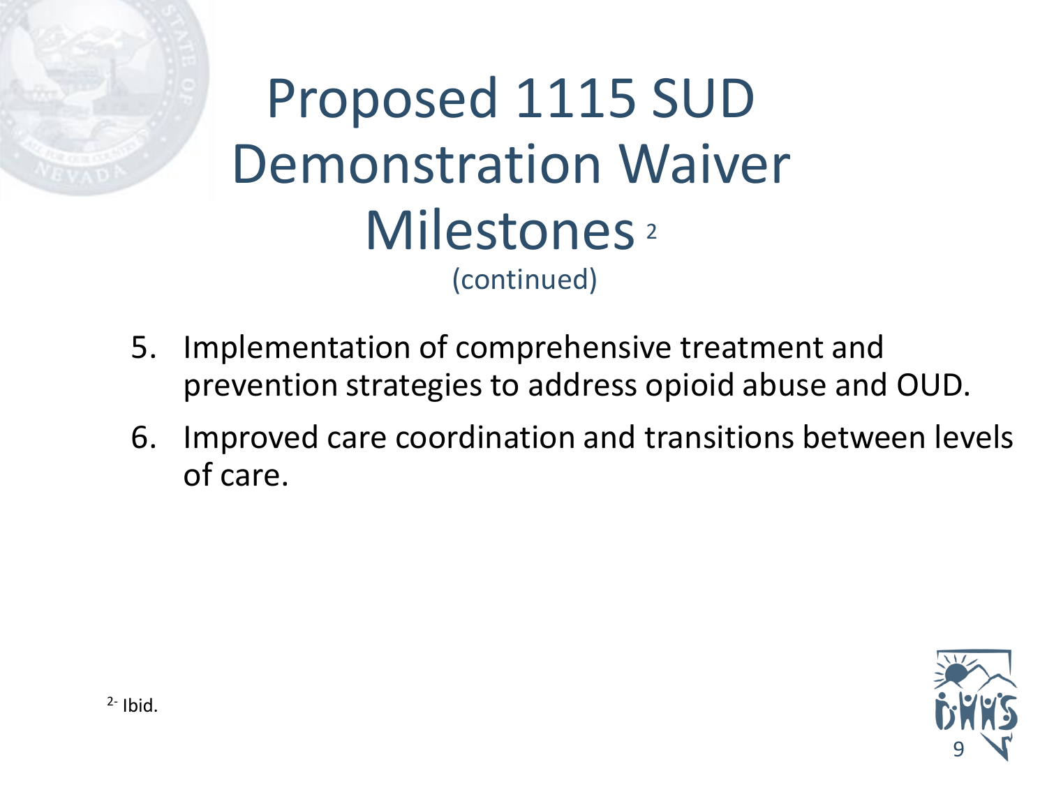# Proposed 1115 SUD Demonstration Waiver Milestones [2]

(continued)

5. Implementation of comprehensive treatment and prevention strategies to address opioid abuse and OUD.
6. Improved care coordination and transitions between levels of care.

[2]- Ibid.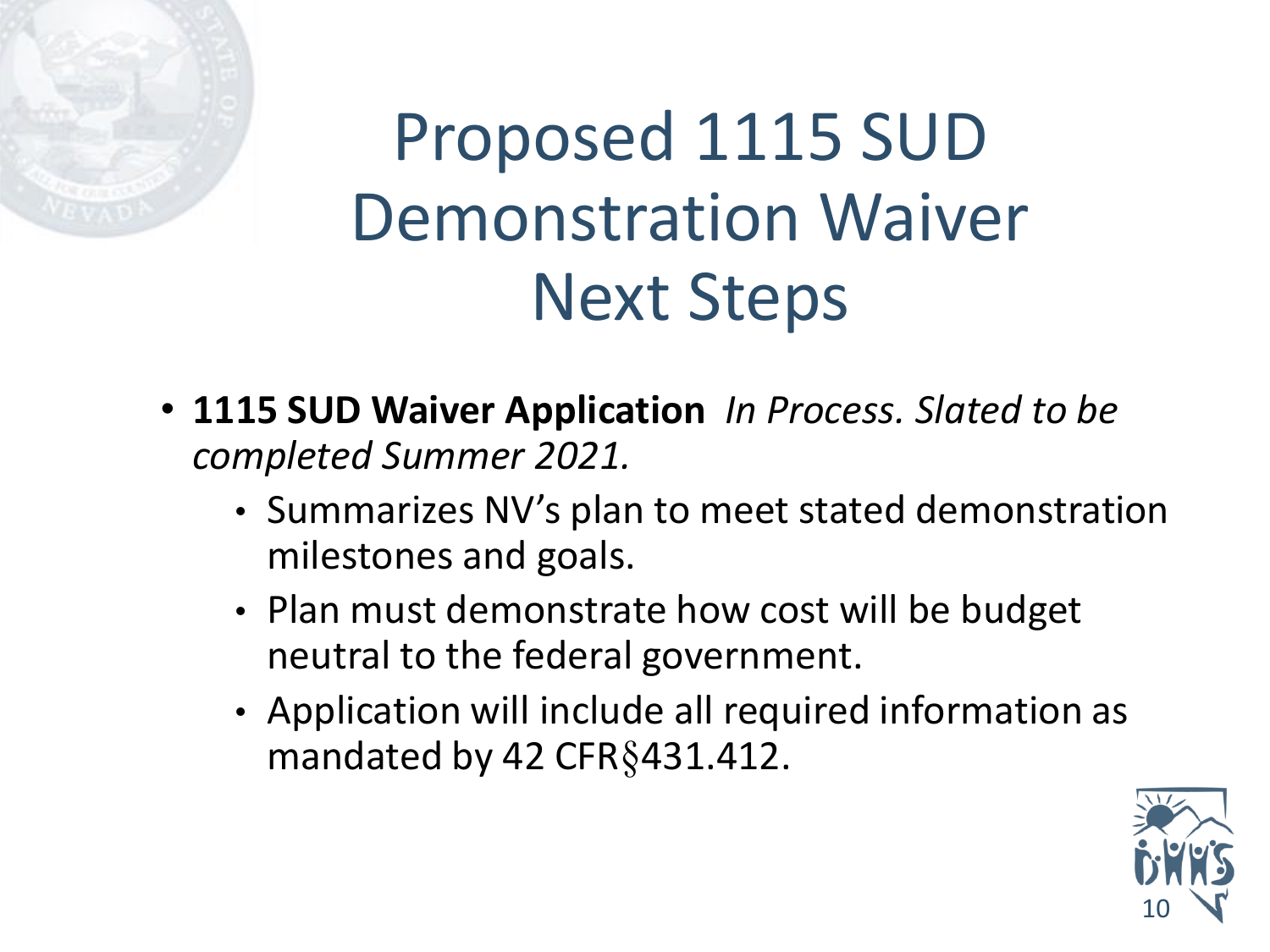# Proposed 1115 SUD Demonstration Waiver Next Steps

- **1115 SUD Waiver Application** *In Process. Slated to be completed Summer 2021.*
  - Summarizes NV's plan to meet stated demonstration milestones and goals.
  - Plan must demonstrate how cost will be budget neutral to the federal government.
  - Application will include all required information as mandated by 42 CFR§431.412.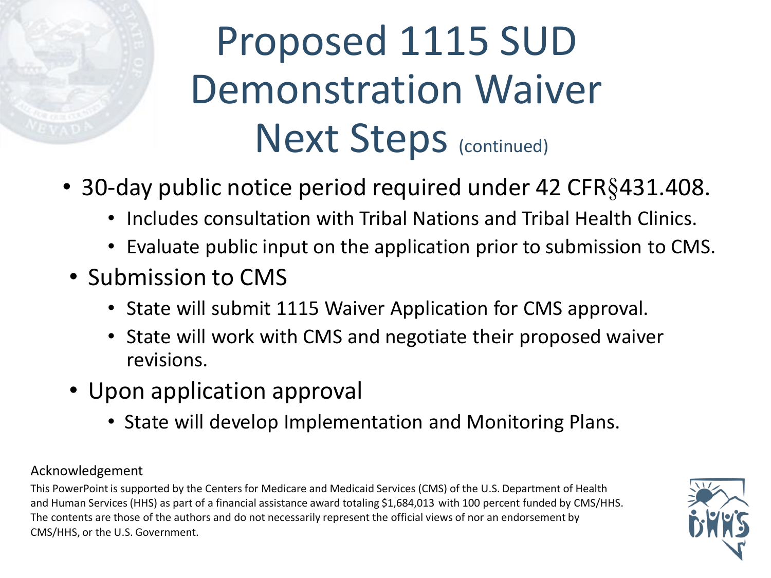# Proposed 1115 SUD Demonstration Waiver Next Steps (continued)

- 30-day public notice period required under 42 CFR§431.408.
  - Includes consultation with Tribal Nations and Tribal Health Clinics.
  - Evaluate public input on the application prior to submission to CMS.
- Submission to CMS
  - State will submit 1115 Waiver Application for CMS approval.
  - State will work with CMS and negotiate their proposed waiver revisions.
- Upon application approval
  - State will develop Implementation and Monitoring Plans.

Acknowledgement

This PowerPoint is supported by the Centers for Medicare and Medicaid Services (CMS) of the U.S. Department of Health and Human Services (HHS) as part of a financial assistance award totaling $1,684,013 with 100 percent funded by CMS/HHS. The contents are those of the authors and do not necessarily represent the official views of nor an endorsement by CMS/HHS, or the U.S. Government.